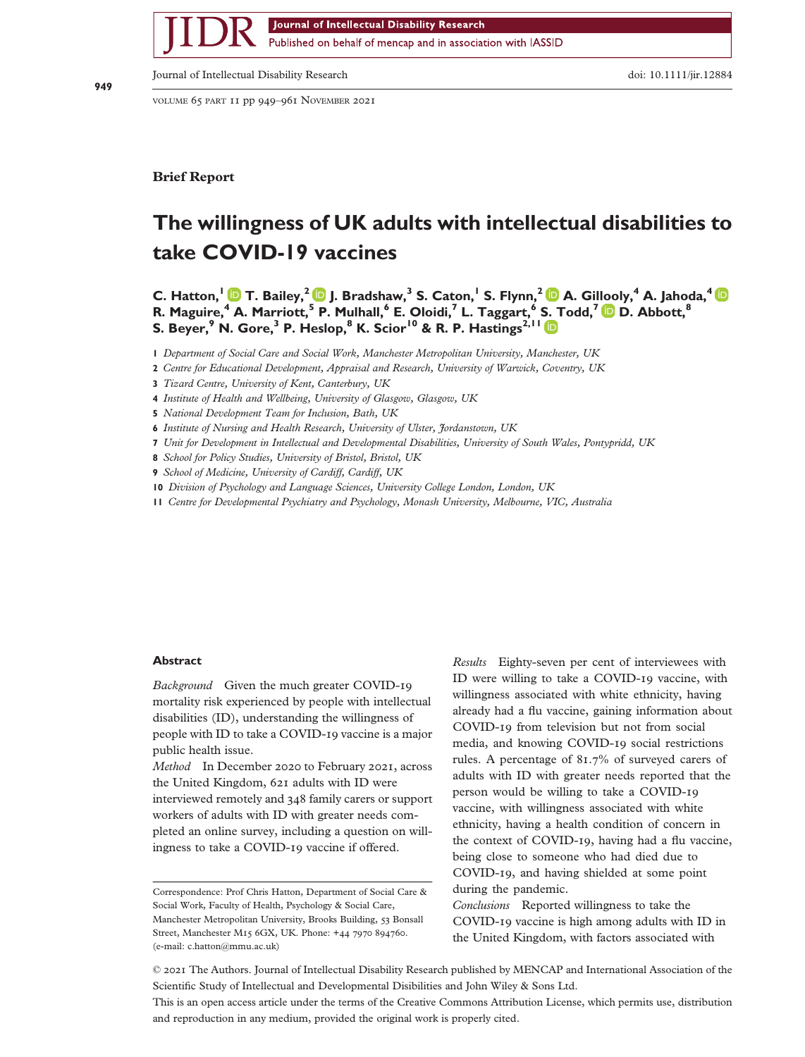**Brief Report**

# The willingness of UK adults with intellectual disabilities to take COVID-19 vaccines

**C. Hatton,[1] T. Bailey,[2] J. Bradshaw,[3] S. Caton,[1] S. Flynn,[2] A. Gillooly,[4] A. Jahoda,[4] R. Maguire,[4] A. Marriott,[5] P. Mulhall,[6] E. Oloidi,[7] L. Taggart,[6] S. Todd,[7] D. Abbott,[8] S. Beyer,[9] N. Gore,[3] P. Heslop,[8] K. Scior[10] & R. P. Hastings[2,11]**

1 *Department of Social Care and Social Work, Manchester Metropolitan University, Manchester, UK*
2 *Centre for Educational Development, Appraisal and Research, University of Warwick, Coventry, UK*
3 *Tizard Centre, University of Kent, Canterbury, UK*
4 *Institute of Health and Wellbeing, University of Glasgow, Glasgow, UK*
5 *National Development Team for Inclusion, Bath, UK*
6 *Institute of Nursing and Health Research, University of Ulster, Jordanstown, UK*
7 *Unit for Development in Intellectual and Developmental Disabilities, University of South Wales, Pontypridd, UK*
8 *School for Policy Studies, University of Bristol, Bristol, UK*
9 *School of Medicine, University of Cardiff, Cardiff, UK*
10 *Division of Psychology and Language Sciences, University College London, London, UK*
11 *Centre for Developmental Psychiatry and Psychology, Monash University, Melbourne, VIC, Australia*

## Abstract

*Background* Given the much greater COVID-19 mortality risk experienced by people with intellectual disabilities (ID), understanding the willingness of people with ID to take a COVID-19 vaccine is a major public health issue.

*Method* In December 2020 to February 2021, across the United Kingdom, 621 adults with ID were interviewed remotely and 348 family carers or support workers of adults with ID with greater needs completed an online survey, including a question on willingness to take a COVID-19 vaccine if offered.

*Results* Eighty-seven per cent of interviewees with ID were willing to take a COVID-19 vaccine, with willingness associated with white ethnicity, having already had a flu vaccine, gaining information about COVID-19 from television but not from social media, and knowing COVID-19 social restrictions rules. A percentage of 81.7% of surveyed carers of adults with ID with greater needs reported that the person would be willing to take a COVID-19 vaccine, with willingness associated with white ethnicity, having a health condition of concern in the context of COVID-19, having had a flu vaccine, being close to someone who had died due to COVID-19, and having shielded at some point during the pandemic.

*Conclusions* Reported willingness to take the COVID-19 vaccine is high among adults with ID in the United Kingdom, with factors associated with

Correspondence: Prof Chris Hatton, Department of Social Care & Social Work, Faculty of Health, Psychology & Social Care, Manchester Metropolitan University, Brooks Building, 53 Bonsall Street, Manchester M15 6GX, UK. Phone: +44 7970 894760. (e-mail: c.hatton@mmu.ac.uk)

© 2021 The Authors. Journal of Intellectual Disability Research published by MENCAP and International Association of the Scientific Study of Intellectual and Developmental Disibilities and John Wiley & Sons Ltd.
This is an open access article under the terms of the Creative Commons Attribution License, which permits use, distribution and reproduction in any medium, provided the original work is properly cited.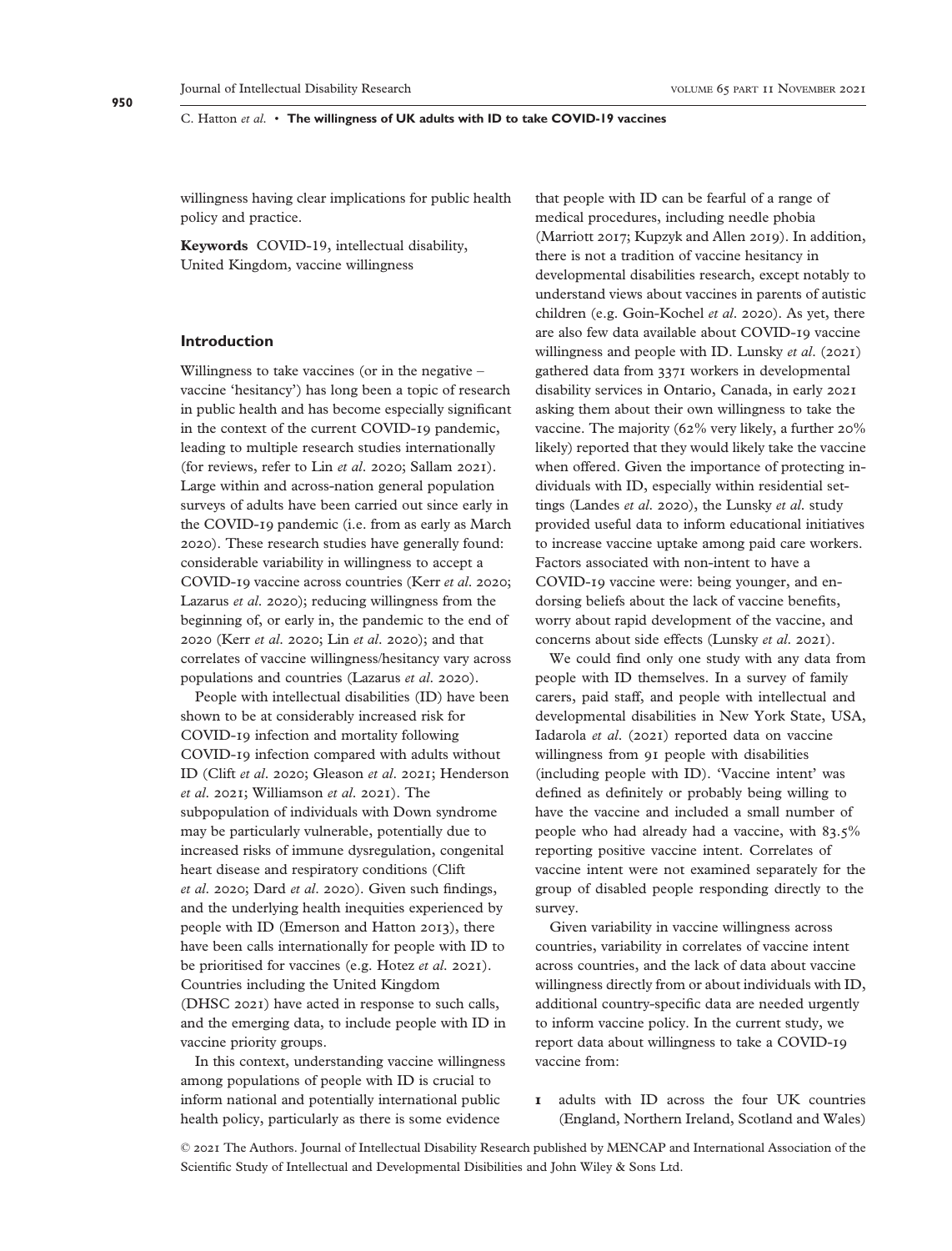willingness having clear implications for public health policy and practice.

**Keywords** COVID-19, intellectual disability, United Kingdom, vaccine willingness

## Introduction

Willingness to take vaccines (or in the negative – vaccine 'hesitancy') has long been a topic of research in public health and has become especially significant in the context of the current COVID-19 pandemic, leading to multiple research studies internationally (for reviews, refer to Lin *et al*. 2020; Sallam 2021). Large within and across-nation general population surveys of adults have been carried out since early in the COVID-19 pandemic (i.e. from as early as March 2020). These research studies have generally found: considerable variability in willingness to accept a COVID-19 vaccine across countries (Kerr *et al*. 2020; Lazarus *et al*. 2020); reducing willingness from the beginning of, or early in, the pandemic to the end of 2020 (Kerr *et al*. 2020; Lin *et al*. 2020); and that correlates of vaccine willingness/hesitancy vary across populations and countries (Lazarus *et al*. 2020).

People with intellectual disabilities (ID) have been shown to be at considerably increased risk for COVID-19 infection and mortality following COVID-19 infection compared with adults without ID (Clift *et al*. 2020; Gleason *et al*. 2021; Henderson *et al*. 2021; Williamson *et al*. 2021). The subpopulation of individuals with Down syndrome may be particularly vulnerable, potentially due to increased risks of immune dysregulation, congenital heart disease and respiratory conditions (Clift *et al*. 2020; Dard *et al*. 2020). Given such findings, and the underlying health inequities experienced by people with ID (Emerson and Hatton 2013), there have been calls internationally for people with ID to be prioritised for vaccines (e.g. Hotez *et al*. 2021). Countries including the United Kingdom (DHSC 2021) have acted in response to such calls, and the emerging data, to include people with ID in vaccine priority groups.

In this context, understanding vaccine willingness among populations of people with ID is crucial to inform national and potentially international public health policy, particularly as there is some evidence that people with ID can be fearful of a range of medical procedures, including needle phobia (Marriott 2017; Kupzyk and Allen 2019). In addition, there is not a tradition of vaccine hesitancy in developmental disabilities research, except notably to understand views about vaccines in parents of autistic children (e.g. Goin-Kochel *et al*. 2020). As yet, there are also few data available about COVID-19 vaccine willingness and people with ID. Lunsky *et al*. (2021) gathered data from 3371 workers in developmental disability services in Ontario, Canada, in early 2021 asking them about their own willingness to take the vaccine. The majority (62% very likely, a further 20% likely) reported that they would likely take the vaccine when offered. Given the importance of protecting individuals with ID, especially within residential settings (Landes *et al*. 2020), the Lunsky *et al*. study provided useful data to inform educational initiatives to increase vaccine uptake among paid care workers. Factors associated with non-intent to have a COVID-19 vaccine were: being younger, and endorsing beliefs about the lack of vaccine benefits, worry about rapid development of the vaccine, and concerns about side effects (Lunsky *et al*. 2021).

We could find only one study with any data from people with ID themselves. In a survey of family carers, paid staff, and people with intellectual and developmental disabilities in New York State, USA, Iadarola *et al*. (2021) reported data on vaccine willingness from 91 people with disabilities (including people with ID). 'Vaccine intent' was defined as definitely or probably being willing to have the vaccine and included a small number of people who had already had a vaccine, with 83.5% reporting positive vaccine intent. Correlates of vaccine intent were not examined separately for the group of disabled people responding directly to the survey.

Given variability in vaccine willingness across countries, variability in correlates of vaccine intent across countries, and the lack of data about vaccine willingness directly from or about individuals with ID, additional country-specific data are needed urgently to inform vaccine policy. In the current study, we report data about willingness to take a COVID-19 vaccine from:

1. adults with ID across the four UK countries (England, Northern Ireland, Scotland and Wales)

© 2021 The Authors. Journal of Intellectual Disability Research published by MENCAP and International Association of the Scientific Study of Intellectual and Developmental Disibilities and John Wiley & Sons Ltd.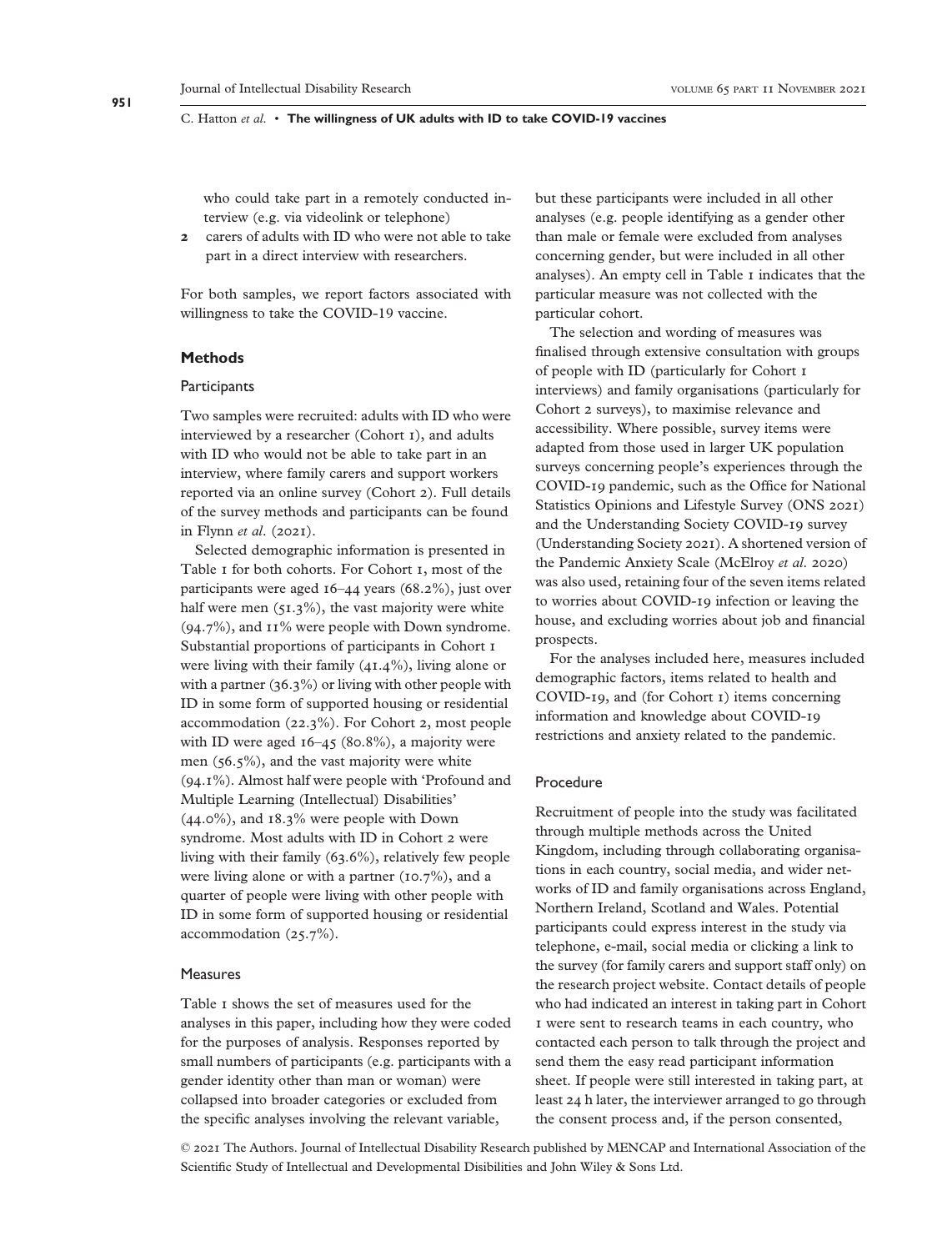who could take part in a remotely conducted interview (e.g. via videolink or telephone)

2 carers of adults with ID who were not able to take part in a direct interview with researchers.

For both samples, we report factors associated with willingness to take the COVID-19 vaccine.

## Methods

### Participants

Two samples were recruited: adults with ID who were interviewed by a researcher (Cohort 1), and adults with ID who would not be able to take part in an interview, where family carers and support workers reported via an online survey (Cohort 2). Full details of the survey methods and participants can be found in Flynn *et al*. (2021).

Selected demographic information is presented in Table 1 for both cohorts. For Cohort 1, most of the participants were aged 16–44 years (68.2%), just over half were men (51.3%), the vast majority were white (94.7%), and 11% were people with Down syndrome. Substantial proportions of participants in Cohort 1 were living with their family (41.4%), living alone or with a partner (36.3%) or living with other people with ID in some form of supported housing or residential accommodation (22.3%). For Cohort 2, most people with ID were aged 16–45 (80.8%), a majority were men (56.5%), and the vast majority were white (94.1%). Almost half were people with 'Profound and Multiple Learning (Intellectual) Disabilities' (44.0%), and 18.3% were people with Down syndrome. Most adults with ID in Cohort 2 were living with their family (63.6%), relatively few people were living alone or with a partner (10.7%), and a quarter of people were living with other people with ID in some form of supported housing or residential accommodation (25.7%).

### Measures

Table 1 shows the set of measures used for the analyses in this paper, including how they were coded for the purposes of analysis. Responses reported by small numbers of participants (e.g. participants with a gender identity other than man or woman) were collapsed into broader categories or excluded from the specific analyses involving the relevant variable, but these participants were included in all other analyses (e.g. people identifying as a gender other than male or female were excluded from analyses concerning gender, but were included in all other analyses). An empty cell in Table 1 indicates that the particular measure was not collected with the particular cohort.

The selection and wording of measures was finalised through extensive consultation with groups of people with ID (particularly for Cohort 1 interviews) and family organisations (particularly for Cohort 2 surveys), to maximise relevance and accessibility. Where possible, survey items were adapted from those used in larger UK population surveys concerning people's experiences through the COVID-19 pandemic, such as the Office for National Statistics Opinions and Lifestyle Survey (ONS 2021) and the Understanding Society COVID-19 survey (Understanding Society 2021). A shortened version of the Pandemic Anxiety Scale (McElroy *et al*. 2020) was also used, retaining four of the seven items related to worries about COVID-19 infection or leaving the house, and excluding worries about job and financial prospects.

For the analyses included here, measures included demographic factors, items related to health and COVID-19, and (for Cohort 1) items concerning information and knowledge about COVID-19 restrictions and anxiety related to the pandemic.

### Procedure

Recruitment of people into the study was facilitated through multiple methods across the United Kingdom, including through collaborating organisations in each country, social media, and wider networks of ID and family organisations across England, Northern Ireland, Scotland and Wales. Potential participants could express interest in the study via telephone, e-mail, social media or clicking a link to the survey (for family carers and support staff only) on the research project website. Contact details of people who had indicated an interest in taking part in Cohort 1 were sent to research teams in each country, who contacted each person to talk through the project and send them the easy read participant information sheet. If people were still interested in taking part, at least 24 h later, the interviewer arranged to go through the consent process and, if the person consented,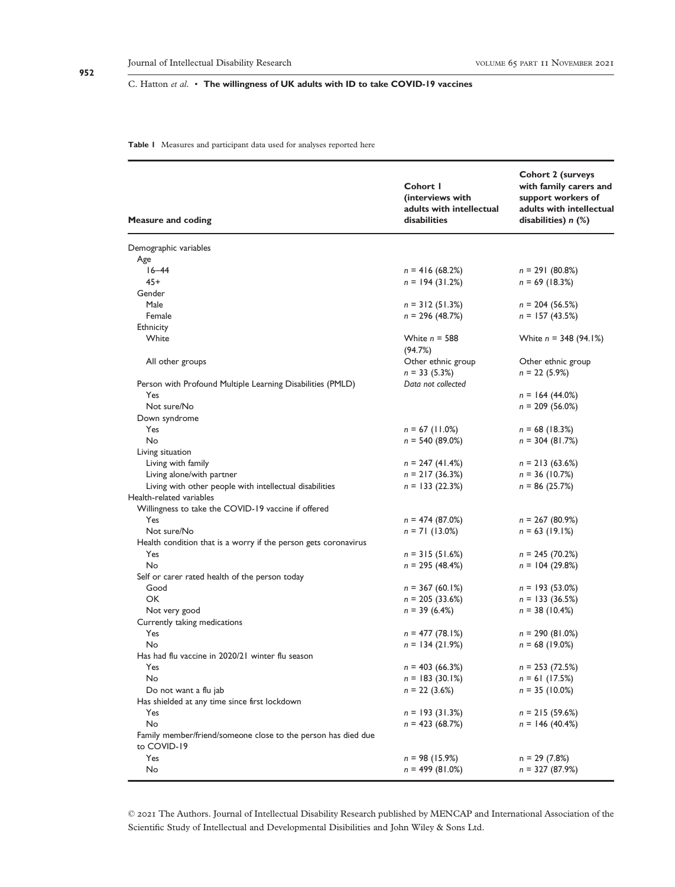**Table 1** Measures and participant data used for analyses reported here

| Measure and coding | Cohort 1 (interviews with adults with intellectual disabilities | Cohort 2 (surveys with family carers and support workers of adults with intellectual disabilities) *n* (%) |
|---|---|---|
| Demographic variables | | |
| Age | | |
| 16–44 | *n* = 416 (68.2%) | *n* = 291 (80.8%) |
| 45+ | *n* = 194 (31.2%) | *n* = 69 (18.3%) |
| Gender | | |
| Male | *n* = 312 (51.3%) | *n* = 204 (56.5%) |
| Female | *n* = 296 (48.7%) | *n* = 157 (43.5%) |
| Ethnicity | | |
| White | White *n* = 588 (94.7%) | White *n* = 348 (94.1%) |
| All other groups | Other ethnic group *n* = 33 (5.3%) | Other ethnic group *n* = 22 (5.9%) |
| Person with Profound Multiple Learning Disabilities (PMLD) | *Data not collected* | |
| Yes | | *n* = 164 (44.0%) |
| Not sure/No | | *n* = 209 (56.0%) |
| Down syndrome | | |
| Yes | *n* = 67 (11.0%) | *n* = 68 (18.3%) |
| No | *n* = 540 (89.0%) | *n* = 304 (81.7%) |
| Living situation | | |
| Living with family | *n* = 247 (41.4%) | *n* = 213 (63.6%) |
| Living alone/with partner | *n* = 217 (36.3%) | *n* = 36 (10.7%) |
| Living with other people with intellectual disabilities | *n* = 133 (22.3%) | *n* = 86 (25.7%) |
| Health-related variables | | |
| Willingness to take the COVID-19 vaccine if offered | | |
| Yes | *n* = 474 (87.0%) | *n* = 267 (80.9%) |
| Not sure/No | *n* = 71 (13.0%) | *n* = 63 (19.1%) |
| Health condition that is a worry if the person gets coronavirus | | |
| Yes | *n* = 315 (51.6%) | *n* = 245 (70.2%) |
| No | *n* = 295 (48.4%) | *n* = 104 (29.8%) |
| Self or carer rated health of the person today | | |
| Good | *n* = 367 (60.1%) | *n* = 193 (53.0%) |
| OK | *n* = 205 (33.6%) | *n* = 133 (36.5%) |
| Not very good | *n* = 39 (6.4%) | *n* = 38 (10.4%) |
| Currently taking medications | | |
| Yes | *n* = 477 (78.1%) | *n* = 290 (81.0%) |
| No | *n* = 134 (21.9%) | *n* = 68 (19.0%) |
| Has had flu vaccine in 2020/21 winter flu season | | |
| Yes | *n* = 403 (66.3%) | *n* = 253 (72.5%) |
| No | *n* = 183 (30.1%) | *n* = 61 (17.5%) |
| Do not want a flu jab | *n* = 22 (3.6%) | *n* = 35 (10.0%) |
| Has shielded at any time since first lockdown | | |
| Yes | *n* = 193 (31.3%) | *n* = 215 (59.6%) |
| No | *n* = 423 (68.7%) | *n* = 146 (40.4%) |
| Family member/friend/someone close to the person has died due to COVID-19 | | |
| Yes | *n* = 98 (15.9%) | n = 29 (7.8%) |
| No | *n* = 499 (81.0%) | *n* = 327 (87.9%) |

© 2021 The Authors. Journal of Intellectual Disability Research published by MENCAP and International Association of the Scientific Study of Intellectual and Developmental Disibilities and John Wiley & Sons Ltd.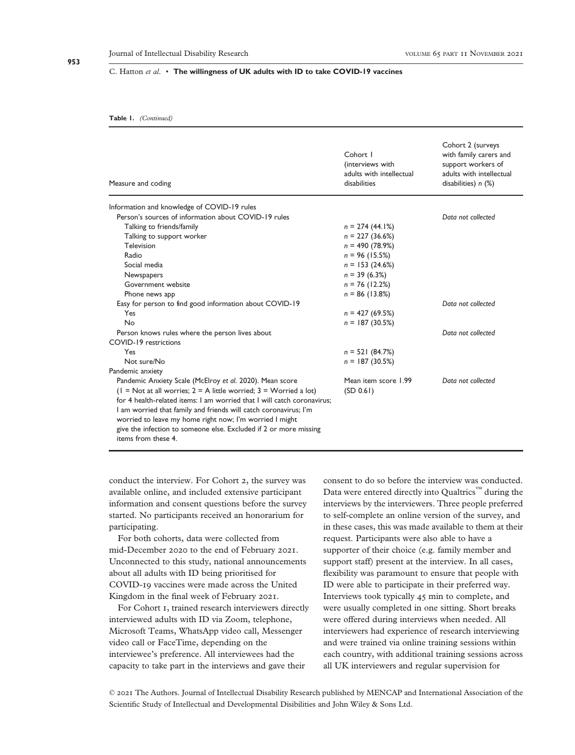**Table 1.** *(Continued)*

| Measure and coding | Cohort 1 (interviews with adults with intellectual disabilities | Cohort 2 (surveys with family carers and support workers of adults with intellectual disabilities) *n* (%) |
|---|---|---|
| Information and knowledge of COVID-19 rules | | |
| Person's sources of information about COVID-19 rules | | *Data not collected* |
| Talking to friends/family | *n* = 274 (44.1%) | |
| Talking to support worker | *n* = 227 (36.6%) | |
| Television | *n* = 490 (78.9%) | |
| Radio | *n* = 96 (15.5%) | |
| Social media | *n* = 153 (24.6%) | |
| Newspapers | *n* = 39 (6.3%) | |
| Government website | *n* = 76 (12.2%) | |
| Phone news app | *n* = 86 (13.8%) | |
| Easy for person to find good information about COVID-19 | | *Data not collected* |
| Yes | *n* = 427 (69.5%) | |
| No | *n* = 187 (30.5%) | |
| Person knows rules where the person lives about COVID-19 restrictions | | *Data not collected* |
| Yes | *n* = 521 (84.7%) | |
| Not sure/No | *n* = 187 (30.5%) | |
| Pandemic anxiety | | |
| Pandemic Anxiety Scale (McElroy *et al.* 2020). Mean score (1 = Not at all worries; 2 = A little worried; 3 = Worried a lot) for 4 health-related items: I am worried that I will catch coronavirus; I am worried that family and friends will catch coronavirus; I'm worried to leave my home right now; I'm worried I might give the infection to someone else. Excluded if 2 or more missing items from these 4. | Mean item score 1.99 (SD 0.61) | *Data not collected* |

conduct the interview. For Cohort 2, the survey was available online, and included extensive participant information and consent questions before the survey started. No participants received an honorarium for participating.

For both cohorts, data were collected from mid-December 2020 to the end of February 2021. Unconnected to this study, national announcements about all adults with ID being prioritised for COVID-19 vaccines were made across the United Kingdom in the final week of February 2021.

For Cohort 1, trained research interviewers directly interviewed adults with ID via Zoom, telephone, Microsoft Teams, WhatsApp video call, Messenger video call or FaceTime, depending on the interviewee's preference. All interviewees had the capacity to take part in the interviews and gave their consent to do so before the interview was conducted. Data were entered directly into Qualtrics™ during the interviews by the interviewers. Three people preferred to self-complete an online version of the survey, and in these cases, this was made available to them at their request. Participants were also able to have a supporter of their choice (e.g. family member and support staff) present at the interview. In all cases, flexibility was paramount to ensure that people with ID were able to participate in their preferred way. Interviews took typically 45 min to complete, and were usually completed in one sitting. Short breaks were offered during interviews when needed. All interviewers had experience of research interviewing and were trained via online training sessions within each country, with additional training sessions across all UK interviewers and regular supervision for

© 2021 The Authors. Journal of Intellectual Disability Research published by MENCAP and International Association of the Scientific Study of Intellectual and Developmental Disibilities and John Wiley & Sons Ltd.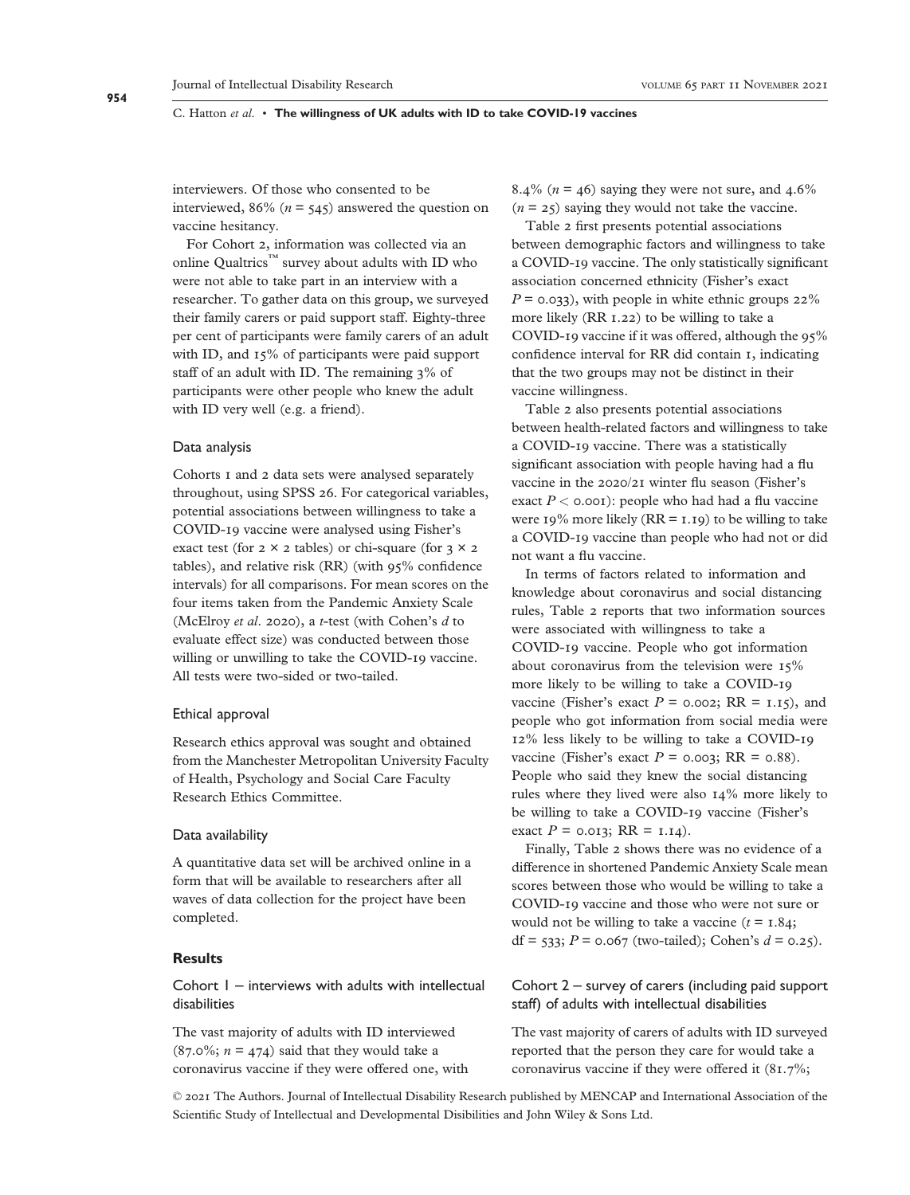interviewers. Of those who consented to be interviewed, 86% ($n$ = 545) answered the question on vaccine hesitancy.

For Cohort 2, information was collected via an online Qualtrics™ survey about adults with ID who were not able to take part in an interview with a researcher. To gather data on this group, we surveyed their family carers or paid support staff. Eighty-three per cent of participants were family carers of an adult with ID, and 15% of participants were paid support staff of an adult with ID. The remaining 3% of participants were other people who knew the adult with ID very well (e.g. a friend).

### Data analysis

Cohorts 1 and 2 data sets were analysed separately throughout, using SPSS 26. For categorical variables, potential associations between willingness to take a COVID-19 vaccine were analysed using Fisher's exact test (for 2 × 2 tables) or chi-square (for 3 × 2 tables), and relative risk (RR) (with 95% confidence intervals) for all comparisons. For mean scores on the four items taken from the Pandemic Anxiety Scale (McElroy *et al.* 2020), a *t*-test (with Cohen's *d* to evaluate effect size) was conducted between those willing or unwilling to take the COVID-19 vaccine. All tests were two-sided or two-tailed.

### Ethical approval

Research ethics approval was sought and obtained from the Manchester Metropolitan University Faculty of Health, Psychology and Social Care Faculty Research Ethics Committee.

### Data availability

A quantitative data set will be archived online in a form that will be available to researchers after all waves of data collection for the project have been completed.

## Results

### Cohort 1 – interviews with adults with intellectual disabilities

The vast majority of adults with ID interviewed (87.0%; $n$ = 474) said that they would take a coronavirus vaccine if they were offered one, with 8.4% ($n$ = 46) saying they were not sure, and 4.6% ($n$ = 25) saying they would not take the vaccine.

Table 2 first presents potential associations between demographic factors and willingness to take a COVID-19 vaccine. The only statistically significant association concerned ethnicity (Fisher's exact $P$ = 0.033), with people in white ethnic groups 22% more likely (RR 1.22) to be willing to take a COVID-19 vaccine if it was offered, although the 95% confidence interval for RR did contain 1, indicating that the two groups may not be distinct in their vaccine willingness.

Table 2 also presents potential associations between health-related factors and willingness to take a COVID-19 vaccine. There was a statistically significant association with people having had a flu vaccine in the 2020/21 winter flu season (Fisher's exact $P < 0.001$): people who had had a flu vaccine were 19% more likely (RR = 1.19) to be willing to take a COVID-19 vaccine than people who had not or did not want a flu vaccine.

In terms of factors related to information and knowledge about coronavirus and social distancing rules, Table 2 reports that two information sources were associated with willingness to take a COVID-19 vaccine. People who got information about coronavirus from the television were 15% more likely to be willing to take a COVID-19 vaccine (Fisher's exact $P$ = 0.002; RR = 1.15), and people who got information from social media were 12% less likely to be willing to take a COVID-19 vaccine (Fisher's exact $P$ = 0.003; RR = 0.88). People who said they knew the social distancing rules where they lived were also 14% more likely to be willing to take a COVID-19 vaccine (Fisher's exact $P$ = 0.013; RR = 1.14).

Finally, Table 2 shows there was no evidence of a difference in shortened Pandemic Anxiety Scale mean scores between those who would be willing to take a COVID-19 vaccine and those who were not sure or would not be willing to take a vaccine ($t$ = 1.84; df = 533; $P$ = 0.067 (two-tailed); Cohen's $d$ = 0.25).

### Cohort 2 – survey of carers (including paid support staff) of adults with intellectual disabilities

The vast majority of carers of adults with ID surveyed reported that the person they care for would take a coronavirus vaccine if they were offered it (81.7%;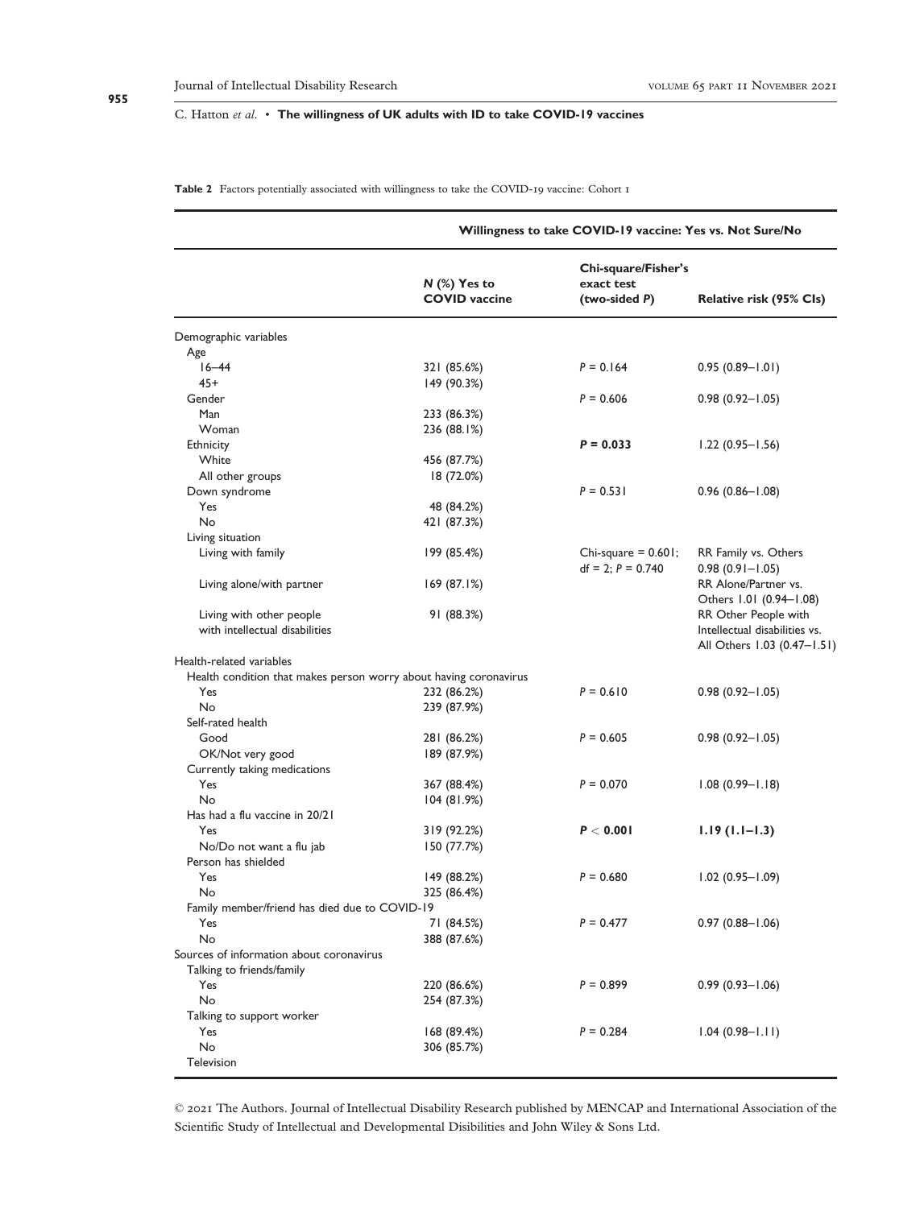**Table 2** Factors potentially associated with willingness to take the COVID-19 vaccine: Cohort 1

| | Willingness to take COVID-19 vaccine: Yes vs. Not Sure/No | | |
|---|---|---|---|
| | *N* (%) Yes to COVID vaccine | Chi-square/Fisher's exact test (two-sided *P*) | Relative risk (95% CIs) |
| Demographic variables | | | |
| Age | | | |
| 16–44 | 321 (85.6%) | $P = 0.164$ | 0.95 (0.89–1.01) |
| 45+ | 149 (90.3%) | | |
| Gender | | $P = 0.606$ | 0.98 (0.92–1.05) |
| Man | 233 (86.3%) | | |
| Woman | 236 (88.1%) | | |
| Ethnicity | | $\mathbf{P = 0.033}$ | 1.22 (0.95–1.56) |
| White | 456 (87.7%) | | |
| All other groups | 18 (72.0%) | | |
| Down syndrome | | $P = 0.531$ | 0.96 (0.86–1.08) |
| Yes | 48 (84.2%) | | |
| No | 421 (87.3%) | | |
| Living situation | | | |
| Living with family | 199 (85.4%) | Chi-square = 0.601; df = 2; $P = 0.740$ | RR Family vs. Others 0.98 (0.91–1.05) |
| Living alone/with partner | 169 (87.1%) | | RR Alone/Partner vs. Others 1.01 (0.94–1.08) |
| Living with other people with intellectual disabilities | 91 (88.3%) | | RR Other People with Intellectual disabilities vs. All Others 1.03 (0.47–1.51) |
| Health-related variables | | | |
| Health condition that makes person worry about having coronavirus | | | |
| Yes | 232 (86.2%) | $P = 0.610$ | 0.98 (0.92–1.05) |
| No | 239 (87.9%) | | |
| Self-rated health | | | |
| Good | 281 (86.2%) | $P = 0.605$ | 0.98 (0.92–1.05) |
| OK/Not very good | 189 (87.9%) | | |
| Currently taking medications | | | |
| Yes | 367 (88.4%) | $P = 0.070$ | 1.08 (0.99–1.18) |
| No | 104 (81.9%) | | |
| Has had a flu vaccine in 20/21 | | | |
| Yes | 319 (92.2%) | $\mathbf{P < 0.001}$ | **1.19 (1.1–1.3)** |
| No/Do not want a flu jab | 150 (77.7%) | | |
| Person has shielded | | | |
| Yes | 149 (88.2%) | $P = 0.680$ | 1.02 (0.95–1.09) |
| No | 325 (86.4%) | | |
| Family member/friend has died due to COVID-19 | | | |
| Yes | 71 (84.5%) | $P = 0.477$ | 0.97 (0.88–1.06) |
| No | 388 (87.6%) | | |
| Sources of information about coronavirus | | | |
| Talking to friends/family | | | |
| Yes | 220 (86.6%) | $P = 0.899$ | 0.99 (0.93–1.06) |
| No | 254 (87.3%) | | |
| Talking to support worker | | | |
| Yes | 168 (89.4%) | $P = 0.284$ | 1.04 (0.98–1.11) |
| No | 306 (85.7%) | | |
| Television | | | |

© 2021 The Authors. Journal of Intellectual Disability Research published by MENCAP and International Association of the Scientific Study of Intellectual and Developmental Disibilities and John Wiley & Sons Ltd.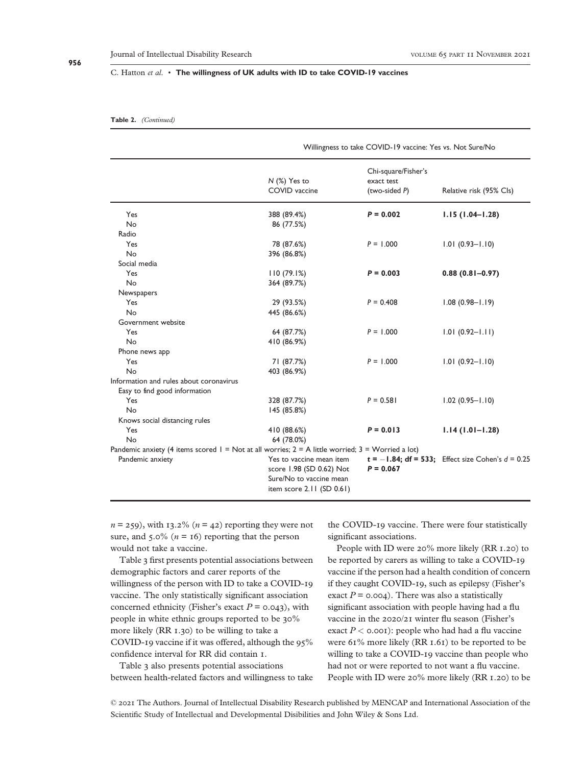**Table 2.** *(Continued)*

| | Willingness to take COVID-19 vaccine: Yes vs. Not Sure/No | | |
|---|---|---|---|
| | N (%) Yes to COVID vaccine | Chi-square/Fisher's exact test (two-sided *P*) | Relative risk (95% CIs) |
| Yes | 388 (89.4%) | **$P$ = 0.002** | **1.15 (1.04–1.28)** |
| No | 86 (77.5%) | | |
| Radio | | | |
| Yes | 78 (87.6%) | $P$ = 1.000 | 1.01 (0.93–1.10) |
| No | 396 (86.8%) | | |
| Social media | | | |
| Yes | 110 (79.1%) | **$P$ = 0.003** | **0.88 (0.81–0.97)** |
| No | 364 (89.7%) | | |
| Newspapers | | | |
| Yes | 29 (93.5%) | $P$ = 0.408 | 1.08 (0.98–1.19) |
| No | 445 (86.6%) | | |
| Government website | | | |
| Yes | 64 (87.7%) | $P$ = 1.000 | 1.01 (0.92–1.11) |
| No | 410 (86.9%) | | |
| Phone news app | | | |
| Yes | 71 (87.7%) | $P$ = 1.000 | 1.01 (0.92–1.10) |
| No | 403 (86.9%) | | |
| Information and rules about coronavirus | | | |
| Easy to find good information | | | |
| Yes | 328 (87.7%) | $P$ = 0.581 | 1.02 (0.95–1.10) |
| No | 145 (85.8%) | | |
| Knows social distancing rules | | | |
| Yes | 410 (88.6%) | **$P$ = 0.013** | **1.14 (1.01–1.28)** |
| No | 64 (78.0%) | | |
| Pandemic anxiety (4 items scored 1 = Not at all worries; 2 = A little worried; 3 = Worried a lot) | | | |
| Pandemic anxiety | Yes to vaccine mean item score 1.98 (SD 0.62) Not Sure/No to vaccine mean item score 2.11 (SD 0.61) | **$t = -1.84$; df = 533;** **$P$ = 0.067** | Effect size Cohen's $d$ = 0.25 |

$n$ = 259), with 13.2% ($n$ = 42) reporting they were not sure, and 5.0% ($n$ = 16) reporting that the person would not take a vaccine.

Table 3 first presents potential associations between demographic factors and carer reports of the willingness of the person with ID to take a COVID-19 vaccine. The only statistically significant association concerned ethnicity (Fisher's exact $P$ = 0.043), with people in white ethnic groups reported to be 30% more likely (RR 1.30) to be willing to take a COVID-19 vaccine if it was offered, although the 95% confidence interval for RR did contain 1.

Table 3 also presents potential associations between health-related factors and willingness to take the COVID-19 vaccine. There were four statistically significant associations.

People with ID were 20% more likely (RR 1.20) to be reported by carers as willing to take a COVID-19 vaccine if the person had a health condition of concern if they caught COVID-19, such as epilepsy (Fisher's exact $P$ = 0.004). There was also a statistically significant association with people having had a flu vaccine in the 2020/21 winter flu season (Fisher's exact $P < 0.001$): people who had had a flu vaccine were 61% more likely (RR 1.61) to be reported to be willing to take a COVID-19 vaccine than people who had not or were reported to not want a flu vaccine. People with ID were 20% more likely (RR 1.20) to be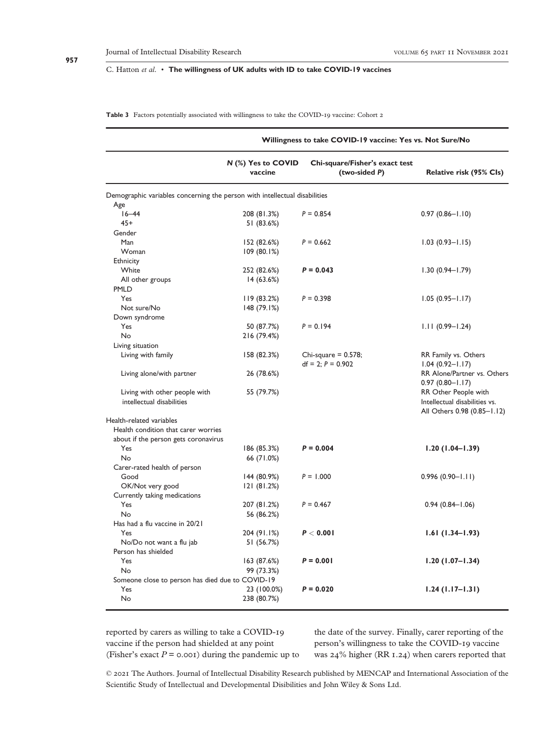**Table 3** Factors potentially associated with willingness to take the COVID-19 vaccine: Cohort 2

| | Willingness to take COVID-19 vaccine: Yes vs. Not Sure/No | | |
|---|---|---|---|
| | ***N* (%) Yes to COVID vaccine** | **Chi-square/Fisher's exact test (two-sided *P*)** | **Relative risk (95% CIs)** |
| Demographic variables concerning the person with intellectual disabilities | | | |
| Age | | | |
| 16–44 | 208 (81.3%) | $P = 0.854$ | 0.97 (0.86–1.10) |
| 45+ | 51 (83.6%) | | |
| Gender | | | |
| Man | 152 (82.6%) | $P = 0.662$ | 1.03 (0.93–1.15) |
| Woman | 109 (80.1%) | | |
| Ethnicity | | | |
| White | 252 (82.6%) | **$P = 0.043$** | 1.30 (0.94–1.79) |
| All other groups | 14 (63.6%) | | |
| PMLD | | | |
| Yes | 119 (83.2%) | $P = 0.398$ | 1.05 (0.95–1.17) |
| Not sure/No | 148 (79.1%) | | |
| Down syndrome | | | |
| Yes | 50 (87.7%) | $P = 0.194$ | 1.11 (0.99–1.24) |
| No | 216 (79.4%) | | |
| Living situation | | | |
| Living with family | 158 (82.3%) | Chi-square = 0.578; df = 2; $P = 0.902$ | RR Family vs. Others 1.04 (0.92–1.17) |
| Living alone/with partner | 26 (78.6%) | | RR Alone/Partner vs. Others 0.97 (0.80–1.17) |
| Living with other people with intellectual disabilities | 55 (79.7%) | | RR Other People with Intellectual disabilities vs. All Others 0.98 (0.85–1.12) |
| Health-related variables | | | |
| Health condition that carer worries about if the person gets coronavirus | | | |
| Yes | 186 (85.3%) | **$P = 0.004$** | **1.20 (1.04–1.39)** |
| No | 66 (71.0%) | | |
| Carer-rated health of person | | | |
| Good | 144 (80.9%) | $P = 1.000$ | 0.996 (0.90–1.11) |
| OK/Not very good | 121 (81.2%) | | |
| Currently taking medications | | | |
| Yes | 207 (81.2%) | $P = 0.467$ | 0.94 (0.84–1.06) |
| No | 56 (86.2%) | | |
| Has had a flu vaccine in 20/21 | | | |
| Yes | 204 (91.1%) | **$P < 0.001$** | **1.61 (1.34–1.93)** |
| No/Do not want a flu jab | 51 (56.7%) | | |
| Person has shielded | | | |
| Yes | 163 (87.6%) | **$P = 0.001$** | **1.20 (1.07–1.34)** |
| No | 99 (73.3%) | | |
| Someone close to person has died due to COVID-19 | | | |
| Yes | 23 (100.0%) | **$P = 0.020$** | **1.24 (1.17–1.31)** |
| No | 238 (80.7%) | | |

reported by carers as willing to take a COVID-19 vaccine if the person had shielded at any point (Fisher's exact $P = 0.001$) during the pandemic up to the date of the survey. Finally, carer reporting of the person's willingness to take the COVID-19 vaccine was 24% higher (RR 1.24) when carers reported that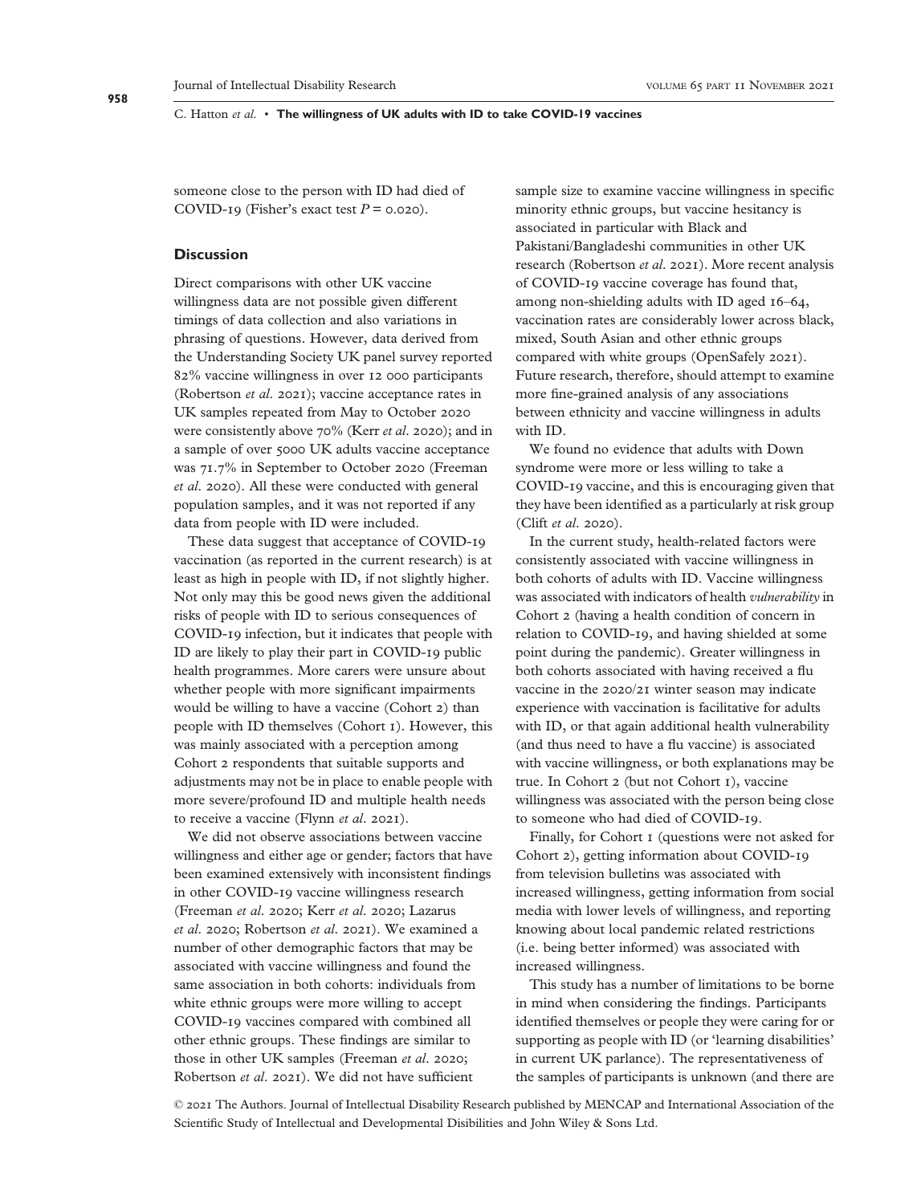someone close to the person with ID had died of COVID-19 (Fisher's exact test $P = 0.020$).

## Discussion

Direct comparisons with other UK vaccine willingness data are not possible given different timings of data collection and also variations in phrasing of questions. However, data derived from the Understanding Society UK panel survey reported 82% vaccine willingness in over 12 000 participants (Robertson *et al.* 2021); vaccine acceptance rates in UK samples repeated from May to October 2020 were consistently above 70% (Kerr *et al.* 2020); and in a sample of over 5000 UK adults vaccine acceptance was 71.7% in September to October 2020 (Freeman *et al.* 2020). All these were conducted with general population samples, and it was not reported if any data from people with ID were included.

These data suggest that acceptance of COVID-19 vaccination (as reported in the current research) is at least as high in people with ID, if not slightly higher. Not only may this be good news given the additional risks of people with ID to serious consequences of COVID-19 infection, but it indicates that people with ID are likely to play their part in COVID-19 public health programmes. More carers were unsure about whether people with more significant impairments would be willing to have a vaccine (Cohort 2) than people with ID themselves (Cohort 1). However, this was mainly associated with a perception among Cohort 2 respondents that suitable supports and adjustments may not be in place to enable people with more severe/profound ID and multiple health needs to receive a vaccine (Flynn *et al.* 2021).

We did not observe associations between vaccine willingness and either age or gender; factors that have been examined extensively with inconsistent findings in other COVID-19 vaccine willingness research (Freeman *et al.* 2020; Kerr *et al.* 2020; Lazarus *et al.* 2020; Robertson *et al.* 2021). We examined a number of other demographic factors that may be associated with vaccine willingness and found the same association in both cohorts: individuals from white ethnic groups were more willing to accept COVID-19 vaccines compared with combined all other ethnic groups. These findings are similar to those in other UK samples (Freeman *et al.* 2020; Robertson *et al.* 2021). We did not have sufficient sample size to examine vaccine willingness in specific minority ethnic groups, but vaccine hesitancy is associated in particular with Black and Pakistani/Bangladeshi communities in other UK research (Robertson *et al.* 2021). More recent analysis of COVID-19 vaccine coverage has found that, among non-shielding adults with ID aged 16–64, vaccination rates are considerably lower across black, mixed, South Asian and other ethnic groups compared with white groups (OpenSafely 2021). Future research, therefore, should attempt to examine more fine-grained analysis of any associations between ethnicity and vaccine willingness in adults with ID.

We found no evidence that adults with Down syndrome were more or less willing to take a COVID-19 vaccine, and this is encouraging given that they have been identified as a particularly at risk group (Clift *et al.* 2020).

In the current study, health-related factors were consistently associated with vaccine willingness in both cohorts of adults with ID. Vaccine willingness was associated with indicators of health *vulnerability* in Cohort 2 (having a health condition of concern in relation to COVID-19, and having shielded at some point during the pandemic). Greater willingness in both cohorts associated with having received a flu vaccine in the 2020/21 winter season may indicate experience with vaccination is facilitative for adults with ID, or that again additional health vulnerability (and thus need to have a flu vaccine) is associated with vaccine willingness, or both explanations may be true. In Cohort 2 (but not Cohort 1), vaccine willingness was associated with the person being close to someone who had died of COVID-19.

Finally, for Cohort 1 (questions were not asked for Cohort 2), getting information about COVID-19 from television bulletins was associated with increased willingness, getting information from social media with lower levels of willingness, and reporting knowing about local pandemic related restrictions (i.e. being better informed) was associated with increased willingness.

This study has a number of limitations to be borne in mind when considering the findings. Participants identified themselves or people they were caring for or supporting as people with ID (or 'learning disabilities' in current UK parlance). The representativeness of the samples of participants is unknown (and there are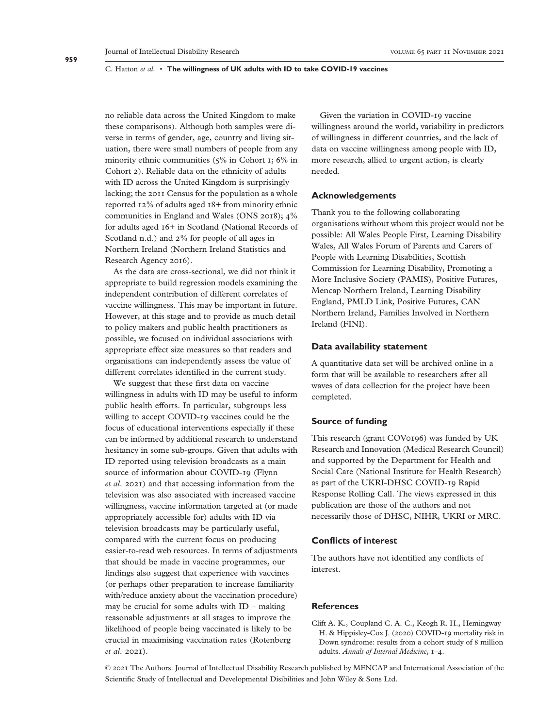no reliable data across the United Kingdom to make these comparisons). Although both samples were diverse in terms of gender, age, country and living situation, there were small numbers of people from any minority ethnic communities (5% in Cohort 1; 6% in Cohort 2). Reliable data on the ethnicity of adults with ID across the United Kingdom is surprisingly lacking; the 2011 Census for the population as a whole reported 12% of adults aged 18+ from minority ethnic communities in England and Wales (ONS 2018); 4% for adults aged 16+ in Scotland (National Records of Scotland n.d.) and 2% for people of all ages in Northern Ireland (Northern Ireland Statistics and Research Agency 2016).

As the data are cross-sectional, we did not think it appropriate to build regression models examining the independent contribution of different correlates of vaccine willingness. This may be important in future. However, at this stage and to provide as much detail to policy makers and public health practitioners as possible, we focused on individual associations with appropriate effect size measures so that readers and organisations can independently assess the value of different correlates identified in the current study.

We suggest that these first data on vaccine willingness in adults with ID may be useful to inform public health efforts. In particular, subgroups less willing to accept COVID-19 vaccines could be the focus of educational interventions especially if these can be informed by additional research to understand hesitancy in some sub-groups. Given that adults with ID reported using television broadcasts as a main source of information about COVID-19 (Flynn *et al*. 2021) and that accessing information from the television was also associated with increased vaccine willingness, vaccine information targeted at (or made appropriately accessible for) adults with ID via television broadcasts may be particularly useful, compared with the current focus on producing easier-to-read web resources. In terms of adjustments that should be made in vaccine programmes, our findings also suggest that experience with vaccines (or perhaps other preparation to increase familiarity with/reduce anxiety about the vaccination procedure) may be crucial for some adults with ID – making reasonable adjustments at all stages to improve the likelihood of people being vaccinated is likely to be crucial in maximising vaccination rates (Rotenberg *et al*. 2021).

Given the variation in COVID-19 vaccine willingness around the world, variability in predictors of willingness in different countries, and the lack of data on vaccine willingness among people with ID, more research, allied to urgent action, is clearly needed.

## Acknowledgements

Thank you to the following collaborating organisations without whom this project would not be possible: All Wales People First, Learning Disability Wales, All Wales Forum of Parents and Carers of People with Learning Disabilities, Scottish Commission for Learning Disability, Promoting a More Inclusive Society (PAMIS), Positive Futures, Mencap Northern Ireland, Learning Disability England, PMLD Link, Positive Futures, CAN Northern Ireland, Families Involved in Northern Ireland (FINI).

## Data availability statement

A quantitative data set will be archived online in a form that will be available to researchers after all waves of data collection for the project have been completed.

## Source of funding

This research (grant COV0196) was funded by UK Research and Innovation (Medical Research Council) and supported by the Department for Health and Social Care (National Institute for Health Research) as part of the UKRI-DHSC COVID-19 Rapid Response Rolling Call. The views expressed in this publication are those of the authors and not necessarily those of DHSC, NIHR, UKRI or MRC.

## Conflicts of interest

The authors have not identified any conflicts of interest.

## References

Clift A. K., Coupland C. A. C., Keogh R. H., Hemingway H. & Hippisley-Cox J. (2020) COVID-19 mortality risk in Down syndrome: results from a cohort study of 8 million adults. *Annals of Internal Medicine*, 1–4.

© 2021 The Authors. Journal of Intellectual Disability Research published by MENCAP and International Association of the Scientific Study of Intellectual and Developmental Disibilities and John Wiley & Sons Ltd.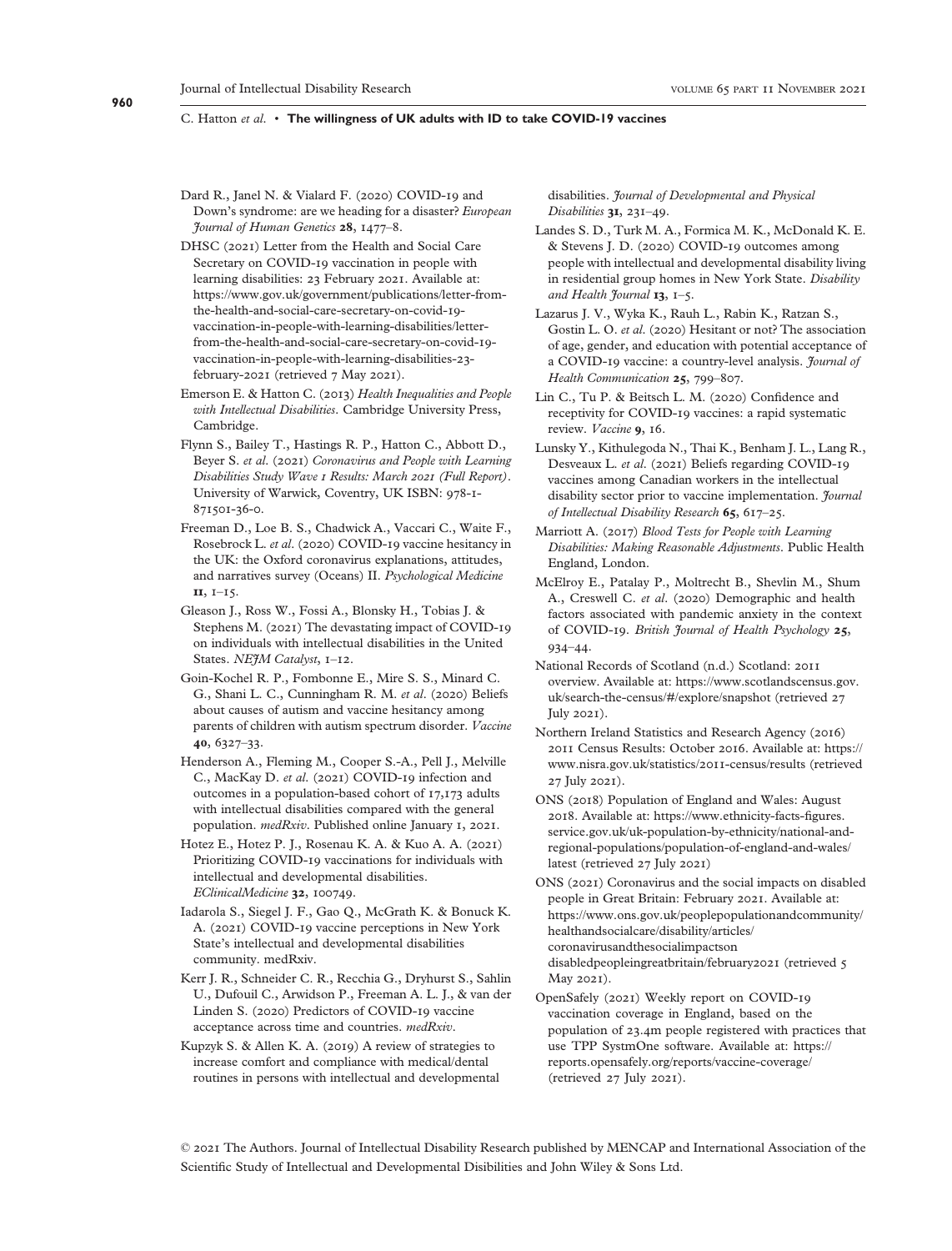Dard R., Janel N. & Vialard F. (2020) COVID-19 and Down's syndrome: are we heading for a disaster? *European Journal of Human Genetics* **28**, 1477–8.

DHSC (2021) Letter from the Health and Social Care Secretary on COVID-19 vaccination in people with learning disabilities: 23 February 2021. Available at: https://www.gov.uk/government/publications/letter-from-the-health-and-social-care-secretary-on-covid-19-vaccination-in-people-with-learning-disabilities/letter-from-the-health-and-social-care-secretary-on-covid-19-vaccination-in-people-with-learning-disabilities-23-february-2021 (retrieved 7 May 2021).

Emerson E. & Hatton C. (2013) *Health Inequalities and People with Intellectual Disabilities*. Cambridge University Press, Cambridge.

Flynn S., Bailey T., Hastings R. P., Hatton C., Abbott D., Beyer S. *et al*. (2021) *Coronavirus and People with Learning Disabilities Study Wave 1 Results: March 2021 (Full Report)*. University of Warwick, Coventry, UK ISBN: 978-1-871501-36-0.

Freeman D., Loe B. S., Chadwick A., Vaccari C., Waite F., Rosebrock L. *et al*. (2020) COVID-19 vaccine hesitancy in the UK: the Oxford coronavirus explanations, attitudes, and narratives survey (Oceans) II. *Psychological Medicine* **11**, 1–15.

Gleason J., Ross W., Fossi A., Blonsky H., Tobias J. & Stephens M. (2021) The devastating impact of COVID-19 on individuals with intellectual disabilities in the United States. *NEJM Catalyst*, 1–12.

Goin-Kochel R. P., Fombonne E., Mire S. S., Minard C. G., Shani L. C., Cunningham R. M. *et al*. (2020) Beliefs about causes of autism and vaccine hesitancy among parents of children with autism spectrum disorder. *Vaccine* **40**, 6327–33.

Henderson A., Fleming M., Cooper S.-A., Pell J., Melville C., MacKay D. *et al*. (2021) COVID-19 infection and outcomes in a population-based cohort of 17,173 adults with intellectual disabilities compared with the general population. *medRxiv*. Published online January 1, 2021.

Hotez E., Hotez P. J., Rosenau K. A. & Kuo A. A. (2021) Prioritizing COVID-19 vaccinations for individuals with intellectual and developmental disabilities. *EClinicalMedicine* **32**, 100749.

Iadarola S., Siegel J. F., Gao Q., McGrath K. & Bonuck K. A. (2021) COVID-19 vaccine perceptions in New York State's intellectual and developmental disabilities community. medRxiv.

Kerr J. R., Schneider C. R., Recchia G., Dryhurst S., Sahlin U., Dufouil C., Arwidson P., Freeman A. L. J., & van der Linden S. (2020) Predictors of COVID-19 vaccine acceptance across time and countries. *medRxiv*.

Kupzyk S. & Allen K. A. (2019) A review of strategies to increase comfort and compliance with medical/dental routines in persons with intellectual and developmental disabilities. *Journal of Developmental and Physical Disabilities* **31**, 231–49.

Landes S. D., Turk M. A., Formica M. K., McDonald K. E. & Stevens J. D. (2020) COVID-19 outcomes among people with intellectual and developmental disability living in residential group homes in New York State. *Disability and Health Journal* **13**, 1–5.

Lazarus J. V., Wyka K., Rauh L., Rabin K., Ratzan S., Gostin L. O. *et al*. (2020) Hesitant or not? The association of age, gender, and education with potential acceptance of a COVID-19 vaccine: a country-level analysis. *Journal of Health Communication* **25**, 799–807.

Lin C., Tu P. & Beitsch L. M. (2020) Confidence and receptivity for COVID-19 vaccines: a rapid systematic review. *Vaccine* **9**, 16.

Lunsky Y., Kithulegoda N., Thai K., Benham J. L., Lang R., Desveaux L. *et al*. (2021) Beliefs regarding COVID-19 vaccines among Canadian workers in the intellectual disability sector prior to vaccine implementation. *Journal of Intellectual Disability Research* **65**, 617–25.

Marriott A. (2017) *Blood Tests for People with Learning Disabilities: Making Reasonable Adjustments*. Public Health England, London.

McElroy E., Patalay P., Moltrecht B., Shevlin M., Shum A., Creswell C. *et al*. (2020) Demographic and health factors associated with pandemic anxiety in the context of COVID-19. *British Journal of Health Psychology* **25**, 934–44.

National Records of Scotland (n.d.) Scotland: 2011 overview. Available at: https://www.scotlandscensus.gov.uk/search-the-census/#/explore/snapshot (retrieved 27 July 2021).

Northern Ireland Statistics and Research Agency (2016) 2011 Census Results: October 2016. Available at: https://www.nisra.gov.uk/statistics/2011-census/results (retrieved 27 July 2021).

ONS (2018) Population of England and Wales: August 2018. Available at: https://www.ethnicity-facts-figures.service.gov.uk/uk-population-by-ethnicity/national-and-regional-populations/population-of-england-and-wales/latest (retrieved 27 July 2021)

ONS (2021) Coronavirus and the social impacts on disabled people in Great Britain: February 2021. Available at: https://www.ons.gov.uk/peoplepopulationandcommunity/healthandsocialcare/disability/articles/coronavirusandthesocialimpactsondisabledpeopleingreatbritain/february2021 (retrieved 5 May 2021).

OpenSafely (2021) Weekly report on COVID-19 vaccination coverage in England, based on the population of 23.4m people registered with practices that use TPP SystmOne software. Available at: https://reports.opensafely.org/reports/vaccine-coverage/ (retrieved 27 July 2021).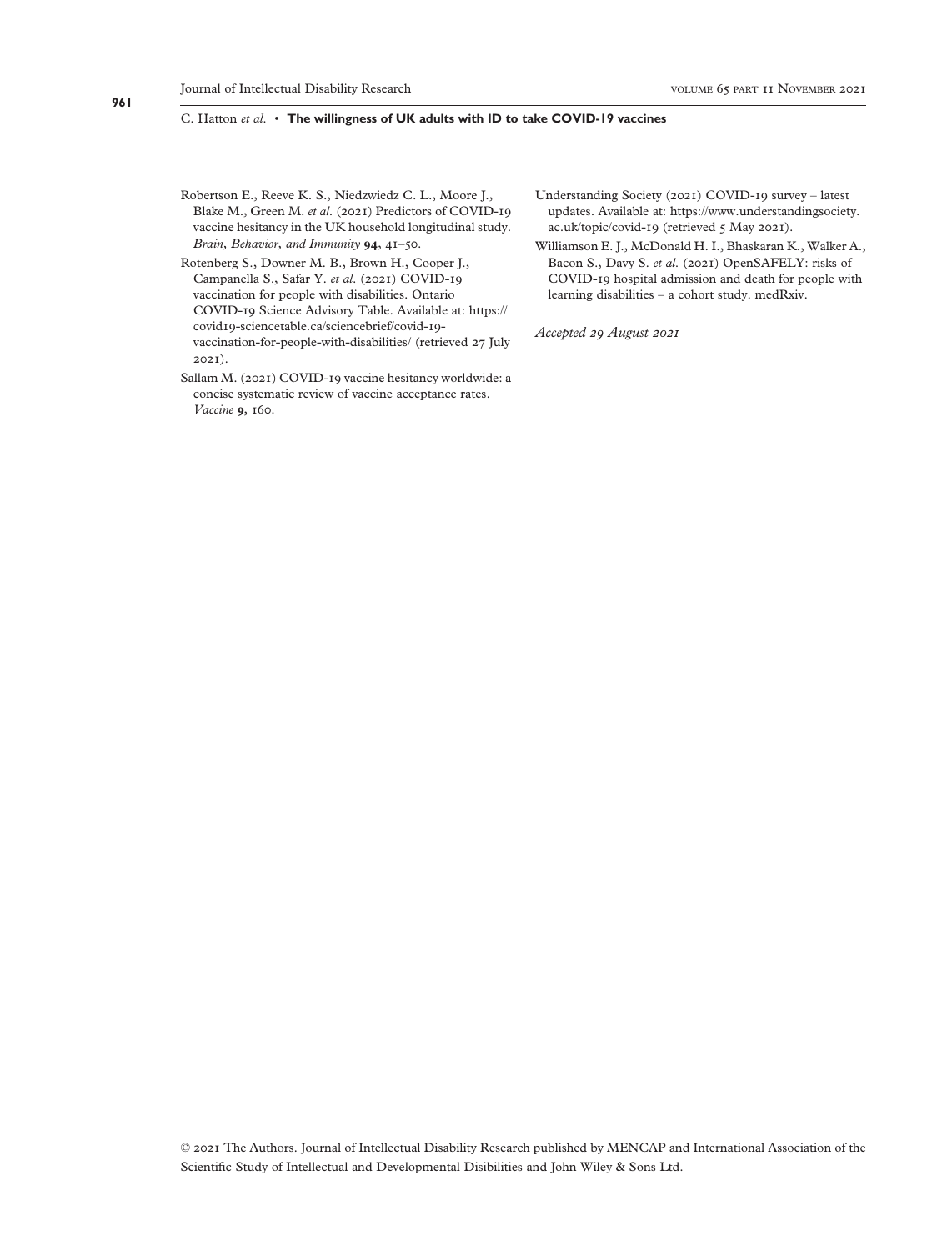Robertson E., Reeve K. S., Niedzwiedz C. L., Moore J., Blake M., Green M. *et al.* (2021) Predictors of COVID-19 vaccine hesitancy in the UK household longitudinal study. *Brain, Behavior, and Immunity* **94**, 41–50.

Rotenberg S., Downer M. B., Brown H., Cooper J., Campanella S., Safar Y. *et al.* (2021) COVID-19 vaccination for people with disabilities. Ontario COVID-19 Science Advisory Table. Available at: https://covid19-sciencetable.ca/sciencebrief/covid-19-vaccination-for-people-with-disabilities/ (retrieved 27 July 2021).

Sallam M. (2021) COVID-19 vaccine hesitancy worldwide: a concise systematic review of vaccine acceptance rates. *Vaccine* **9**, 160.

Understanding Society (2021) COVID-19 survey – latest updates. Available at: https://www.understandingsociety.ac.uk/topic/covid-19 (retrieved 5 May 2021).

Williamson E. J., McDonald H. I., Bhaskaran K., Walker A., Bacon S., Davy S. *et al.* (2021) OpenSAFELY: risks of COVID-19 hospital admission and death for people with learning disabilities – a cohort study. medRxiv.

*Accepted 29 August 2021*